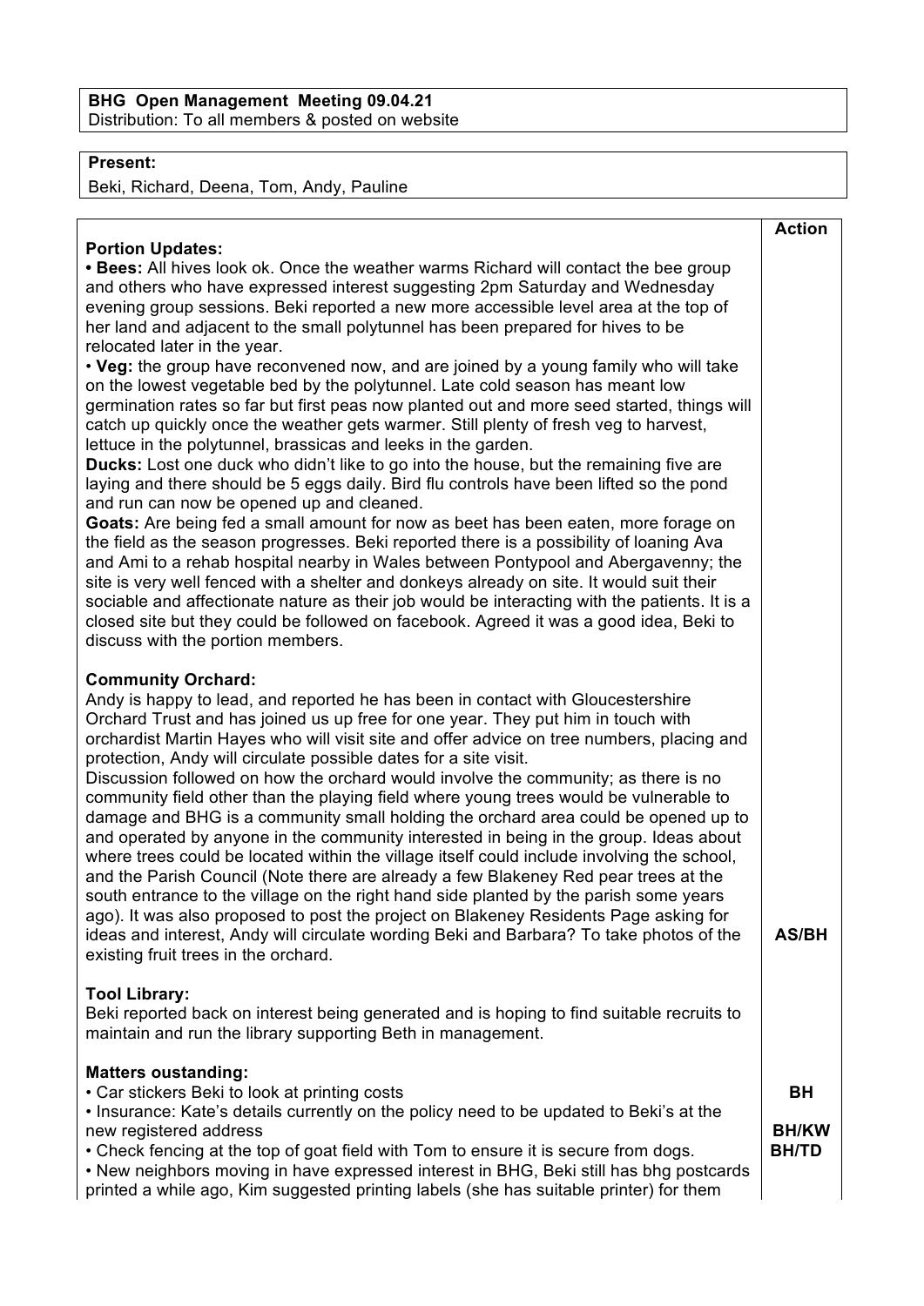**BHG Open Management Meeting 09.04.21**
Distribution: To all members & posted on website

**Present:**
Beki, Richard, Deena, Tom, Andy, Pauline

| | Action |
|---|---|
| **Portion Updates:**<br>**• Bees:** All hives look ok. Once the weather warms Richard will contact the bee group and others who have expressed interest suggesting 2pm Saturday and Wednesday evening group sessions. Beki reported a new more accessible level area at the top of her land and adjacent to the small polytunnel has been prepared for hives to be relocated later in the year.<br>• **Veg:** the group have reconvened now, and are joined by a young family who will take on the lowest vegetable bed by the polytunnel. Late cold season has meant low germination rates so far but first peas now planted out and more seed started, things will catch up quickly once the weather gets warmer. Still plenty of fresh veg to harvest, lettuce in the polytunnel, brassicas and leeks in the garden.<br>**Ducks:** Lost one duck who didn't like to go into the house, but the remaining five are laying and there should be 5 eggs daily. Bird flu controls have been lifted so the pond and run can now be opened up and cleaned.<br>**Goats:** Are being fed a small amount for now as beet has been eaten, more forage on the field as the season progresses. Beki reported there is a possibility of loaning Ava and Ami to a rehab hospital nearby in Wales between Pontypool and Abergavenny; the site is very well fenced with a shelter and donkeys already on site. It would suit their sociable and affectionate nature as their job would be interacting with the patients. It is a closed site but they could be followed on facebook. Agreed it was a good idea, Beki to discuss with the portion members. | |
| **Community Orchard:**<br>Andy is happy to lead, and reported he has been in contact with Gloucestershire Orchard Trust and has joined us up free for one year. They put him in touch with orchardist Martin Hayes who will visit site and offer advice on tree numbers, placing and protection, Andy will circulate possible dates for a site visit.<br>Discussion followed on how the orchard would involve the community; as there is no community field other than the playing field where young trees would be vulnerable to damage and BHG is a community small holding the orchard area could be opened up to and operated by anyone in the community interested in being in the group. Ideas about where trees could be located within the village itself could include involving the school, and the Parish Council (Note there are already a few Blakeney Red pear trees at the south entrance to the village on the right hand side planted by the parish some years ago). It was also proposed to post the project on Blakeney Residents Page asking for ideas and interest, Andy will circulate wording Beki and Barbara? To take photos of the existing fruit trees in the orchard. | **AS/BH** |
| **Tool Library:**<br>Beki reported back on interest being generated and is hoping to find suitable recruits to maintain and run the library supporting Beth in management. | |
| **Matters oustanding:**<br>• Car stickers Beki to look at printing costs | **BH** |
| • Insurance: Kate's details currently on the policy need to be updated to Beki's at the new registered address | **BH/KW** |
| • Check fencing at the top of goat field with Tom to ensure it is secure from dogs. | **BH/TD** |
| • New neighbors moving in have expressed interest in BHG, Beki still has bhg postcards printed a while ago, Kim suggested printing labels (she has suitable printer) for them | |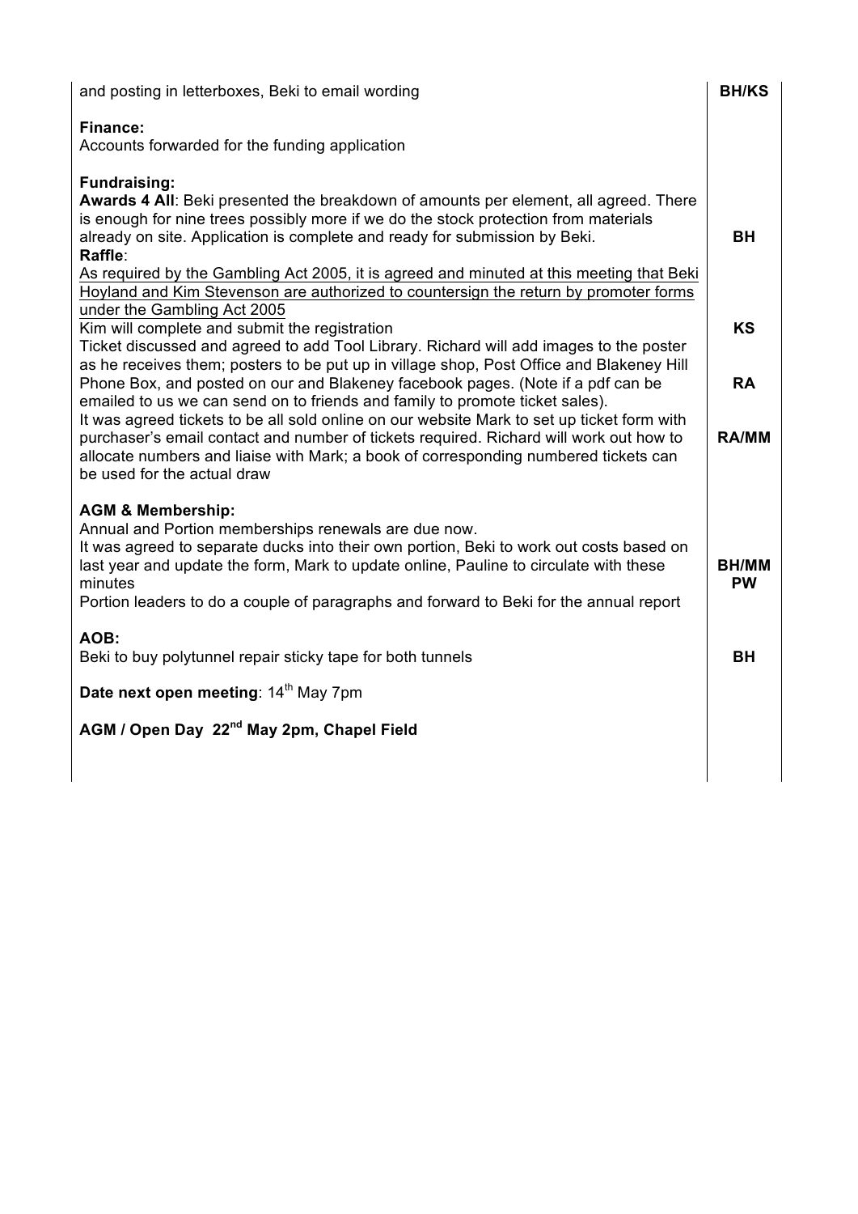| | |
|---|---|
| and posting in letterboxes, Beki to email wording | **BH/KS** |
| **Finance:**<br>Accounts forwarded for the funding application | |
| **Fundraising:**<br>**Awards 4 All**: Beki presented the breakdown of amounts per element, all agreed. There is enough for nine trees possibly more if we do the stock protection from materials already on site. Application is complete and ready for submission by Beki. | **BH** |
| **Raffle**:<br><u>As required by the Gambling Act 2005, it is agreed and minuted at this meeting that Beki Hoyland and Kim Stevenson are authorized to countersign the return by promoter forms under the Gambling Act 2005</u><br>Kim will complete and submit the registration | **KS** |
| Ticket discussed and agreed to add Tool Library. Richard will add images to the poster as he receives them; posters to be put up in village shop, Post Office and Blakeney Hill Phone Box, and posted on our and Blakeney facebook pages. (Note if a pdf can be emailed to us we can send on to friends and family to promote ticket sales). | **RA** |
| It was agreed tickets to be all sold online on our website Mark to set up ticket form with purchaser's email contact and number of tickets required. Richard will work out how to allocate numbers and liaise with Mark; a book of corresponding numbered tickets can be used for the actual draw | **RA/MM** |
| **AGM & Membership:**<br>Annual and Portion memberships renewals are due now.<br>It was agreed to separate ducks into their own portion, Beki to work out costs based on last year and update the form, Mark to update online, Pauline to circulate with these minutes | **BH/MM PW** |
| Portion leaders to do a couple of paragraphs and forward to Beki for the annual report | |
| **AOB:**<br>Beki to buy polytunnel repair sticky tape for both tunnels | **BH** |
| **Date next open meeting**: 14th May 7pm | |
| **AGM / Open Day 22nd May 2pm, Chapel Field** | |